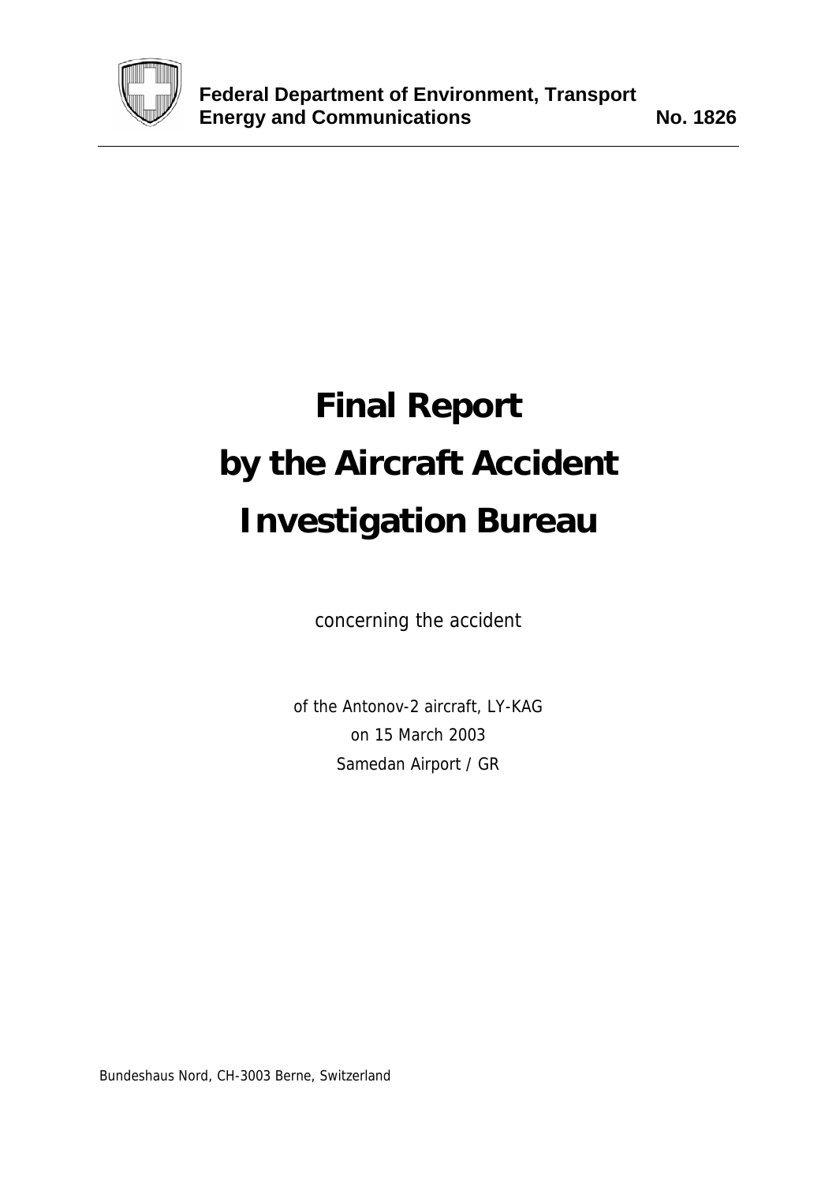**Federal Department of Environment, Transport Energy and Communications** **No. 1826**

# Final Report by the Aircraft Accident Investigation Bureau

concerning the accident

of the Antonov-2 aircraft, LY-KAG
on 15 March 2003
Samedan Airport / GR

Bundeshaus Nord, CH-3003 Berne, Switzerland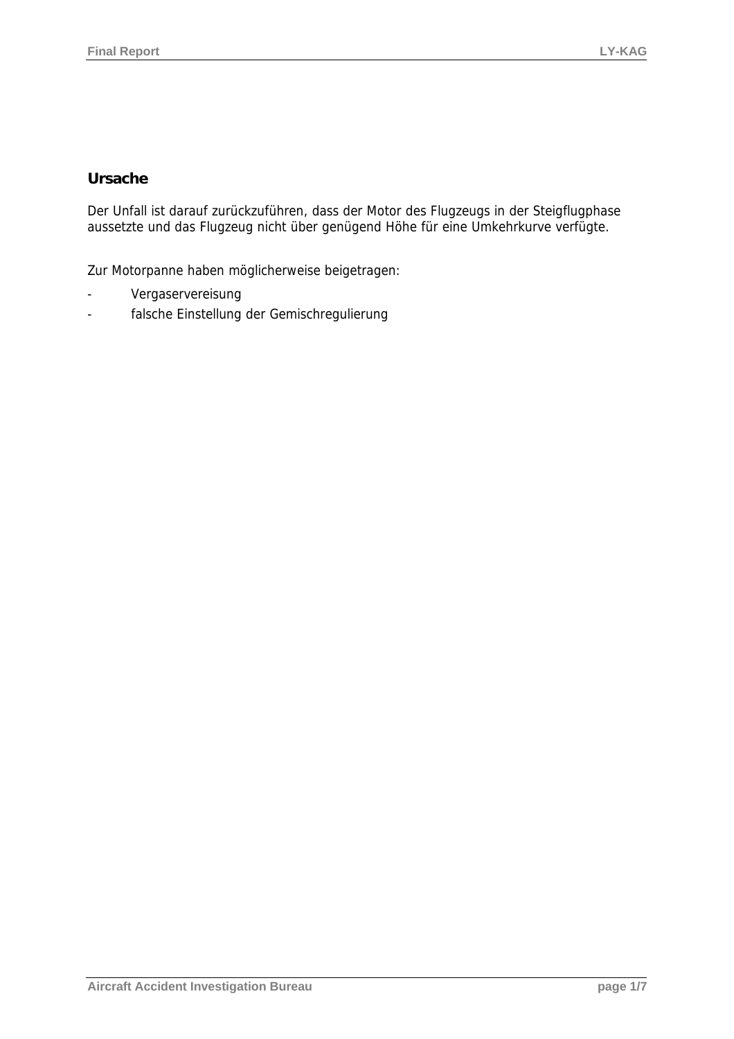## Ursache

Der Unfall ist darauf zurückzuführen, dass der Motor des Flugzeugs in der Steigflugphase aussetzte und das Flugzeug nicht über genügend Höhe für eine Umkehrkurve verfügte.

Zur Motorpanne haben möglicherweise beigetragen:

- Vergaservereisung
- falsche Einstellung der Gemischregulierung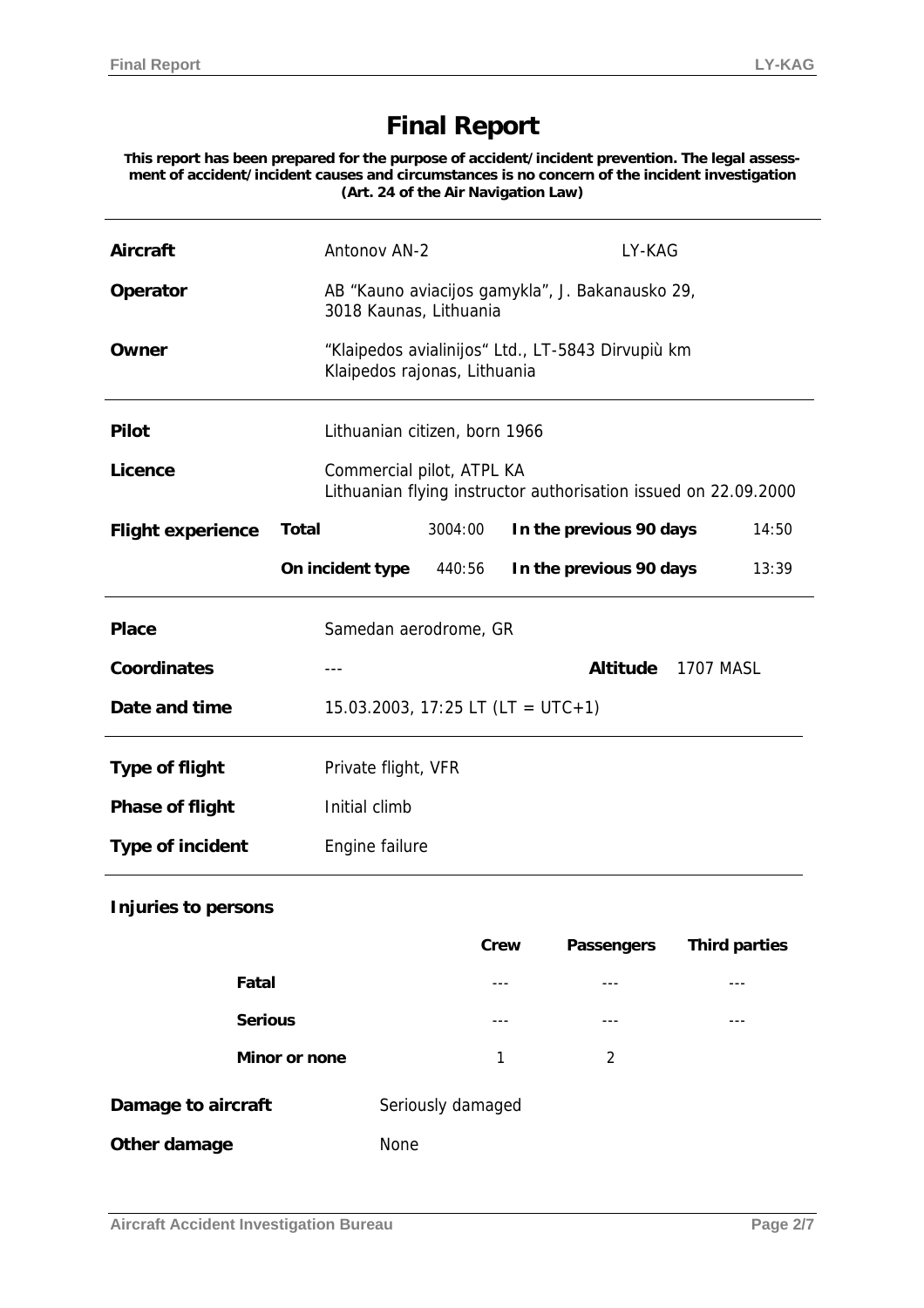# Final Report

**This report has been prepared for the purpose of accident/incident prevention. The legal assessment of accident/incident causes and circumstances is no concern of the incident investigation (Art. 24 of the Air Navigation Law)**

| | | | | |
|---|---|---|---|---|
| **Aircraft** | Antonov AN-2 | | LY-KAG | |
| **Operator** | AB "Kauno aviacijos gamykla", J. Bakanausko 29, 3018 Kaunas, Lithuania | | | |
| **Owner** | "Klaipedos avialinijos" Ltd., LT-5843 Dirvupiù km Klaipedos rajonas, Lithuania | | | |

| | | | | |
|---|---|---|---|---|
| **Pilot** | Lithuanian citizen, born 1966 | | | |
| **Licence** | Commercial pilot, ATPL KA<br>Lithuanian flying instructor authorisation issued on 22.09.2000 | | | |
| **Flight experience** | **Total** 3004:00 | | **In the previous 90 days** | 14:50 |
| | **On incident type** 440:56 | | **In the previous 90 days** | 13:39 |

| | | | |
|---|---|---|---|
| **Place** | Samedan aerodrome, GR | | |
| **Coordinates** | --- | **Altitude** | 1707 MASL |
| **Date and time** | 15.03.2003, 17:25 LT (LT = UTC+1) | | |

| | |
|---|---|
| **Type of flight** | Private flight, VFR |
| **Phase of flight** | Initial climb |
| **Type of incident** | Engine failure |

**Injuries to persons**

| | Crew | Passengers | Third parties |
|---|---|---|---|
| **Fatal** | --- | --- | --- |
| **Serious** | --- | --- | --- |
| **Minor or none** | 1 | 2 | |

| | |
|---|---|
| **Damage to aircraft** | Seriously damaged |
| **Other damage** | None |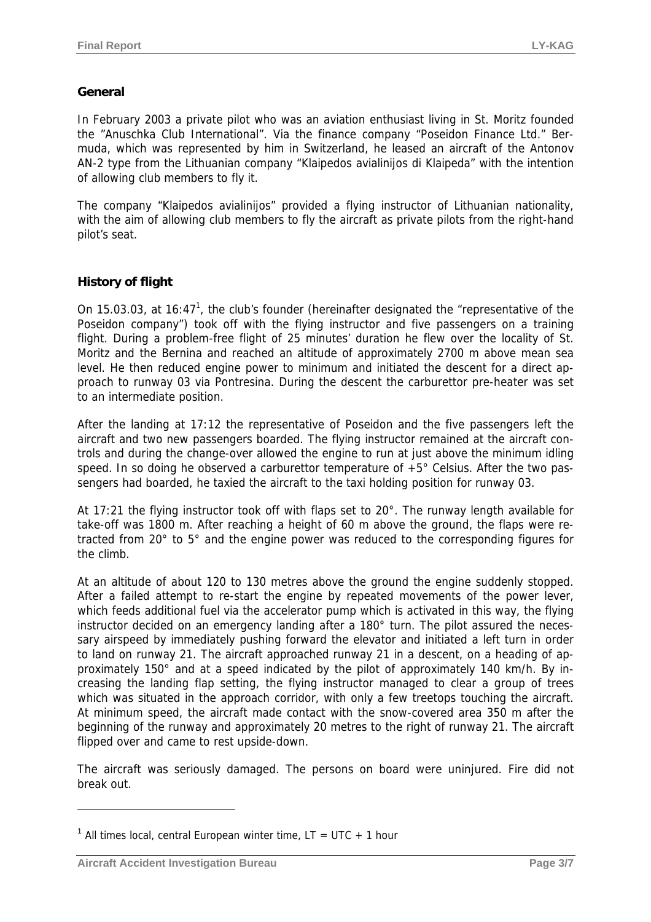## General

In February 2003 a private pilot who was an aviation enthusiast living in St. Moritz founded the "Anuschka Club International". Via the finance company "Poseidon Finance Ltd." Bermuda, which was represented by him in Switzerland, he leased an aircraft of the Antonov AN-2 type from the Lithuanian company "Klaipedos avialinijos di Klaipeda" with the intention of allowing club members to fly it.

The company "Klaipedos avialinijos" provided a flying instructor of Lithuanian nationality, with the aim of allowing club members to fly the aircraft as private pilots from the right-hand pilot's seat.

## History of flight

On 15.03.03, at 16:47[1], the club's founder (hereinafter designated the "representative of the Poseidon company") took off with the flying instructor and five passengers on a training flight. During a problem-free flight of 25 minutes' duration he flew over the locality of St. Moritz and the Bernina and reached an altitude of approximately 2700 m above mean sea level. He then reduced engine power to minimum and initiated the descent for a direct approach to runway 03 via Pontresina. During the descent the carburettor pre-heater was set to an intermediate position.

After the landing at 17:12 the representative of Poseidon and the five passengers left the aircraft and two new passengers boarded. The flying instructor remained at the aircraft controls and during the change-over allowed the engine to run at just above the minimum idling speed. In so doing he observed a carburettor temperature of +5° Celsius. After the two passengers had boarded, he taxied the aircraft to the taxi holding position for runway 03.

At 17:21 the flying instructor took off with flaps set to 20°. The runway length available for take-off was 1800 m. After reaching a height of 60 m above the ground, the flaps were retracted from 20° to 5° and the engine power was reduced to the corresponding figures for the climb.

At an altitude of about 120 to 130 metres above the ground the engine suddenly stopped. After a failed attempt to re-start the engine by repeated movements of the power lever, which feeds additional fuel via the accelerator pump which is activated in this way, the flying instructor decided on an emergency landing after a 180° turn. The pilot assured the necessary airspeed by immediately pushing forward the elevator and initiated a left turn in order to land on runway 21. The aircraft approached runway 21 in a descent, on a heading of approximately 150° and at a speed indicated by the pilot of approximately 140 km/h. By increasing the landing flap setting, the flying instructor managed to clear a group of trees which was situated in the approach corridor, with only a few treetops touching the aircraft. At minimum speed, the aircraft made contact with the snow-covered area 350 m after the beginning of the runway and approximately 20 metres to the right of runway 21. The aircraft flipped over and came to rest upside-down.

The aircraft was seriously damaged. The persons on board were uninjured. Fire did not break out.

---

[1] All times local, central European winter time, LT = UTC + 1 hour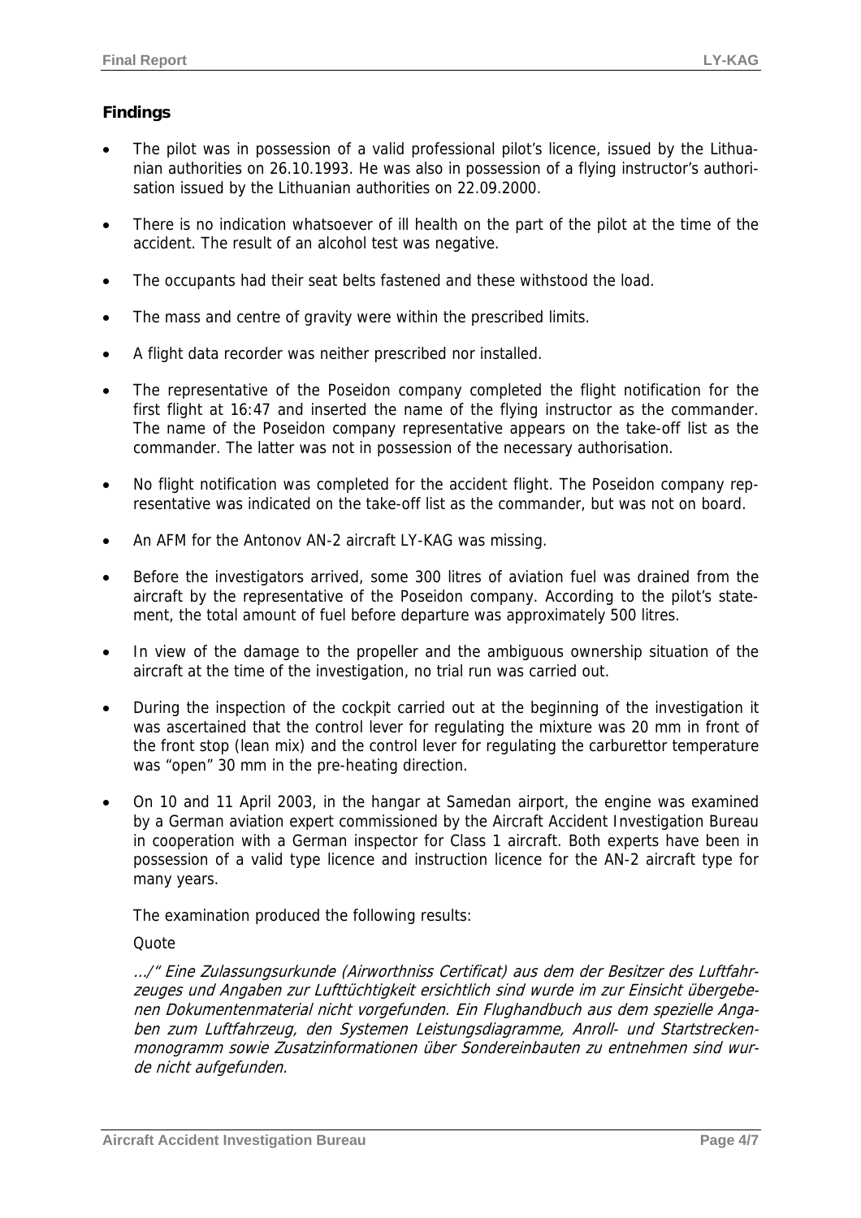### Findings

- The pilot was in possession of a valid professional pilot's licence, issued by the Lithuanian authorities on 26.10.1993. He was also in possession of a flying instructor's authorisation issued by the Lithuanian authorities on 22.09.2000.
- There is no indication whatsoever of ill health on the part of the pilot at the time of the accident. The result of an alcohol test was negative.
- The occupants had their seat belts fastened and these withstood the load.
- The mass and centre of gravity were within the prescribed limits.
- A flight data recorder was neither prescribed nor installed.
- The representative of the Poseidon company completed the flight notification for the first flight at 16:47 and inserted the name of the flying instructor as the commander. The name of the Poseidon company representative appears on the take-off list as the commander. The latter was not in possession of the necessary authorisation.
- No flight notification was completed for the accident flight. The Poseidon company representative was indicated on the take-off list as the commander, but was not on board.
- An AFM for the Antonov AN-2 aircraft LY-KAG was missing.
- Before the investigators arrived, some 300 litres of aviation fuel was drained from the aircraft by the representative of the Poseidon company. According to the pilot's statement, the total amount of fuel before departure was approximately 500 litres.
- In view of the damage to the propeller and the ambiguous ownership situation of the aircraft at the time of the investigation, no trial run was carried out.
- During the inspection of the cockpit carried out at the beginning of the investigation it was ascertained that the control lever for regulating the mixture was 20 mm in front of the front stop (lean mix) and the control lever for regulating the carburettor temperature was "open" 30 mm in the pre-heating direction.
- On 10 and 11 April 2003, in the hangar at Samedan airport, the engine was examined by a German aviation expert commissioned by the Aircraft Accident Investigation Bureau in cooperation with a German inspector for Class 1 aircraft. Both experts have been in possession of a valid type licence and instruction licence for the AN-2 aircraft type for many years.

  The examination produced the following results:

  Quote

  *…/" Eine Zulassungsurkunde (Airworthniss Certificat) aus dem der Besitzer des Luftfahrzeuges und Angaben zur Lufttüchtigkeit ersichtlich sind wurde im zur Einsicht übergebenen Dokumentenmaterial nicht vorgefunden. Ein Flughandbuch aus dem spezielle Angaben zum Luftfahrzeug, den Systemen Leistungsdiagramme, Anroll- und Startstreckenmonogramm sowie Zusatzinformationen über Sondereinbauten zu entnehmen sind wurde nicht aufgefunden.*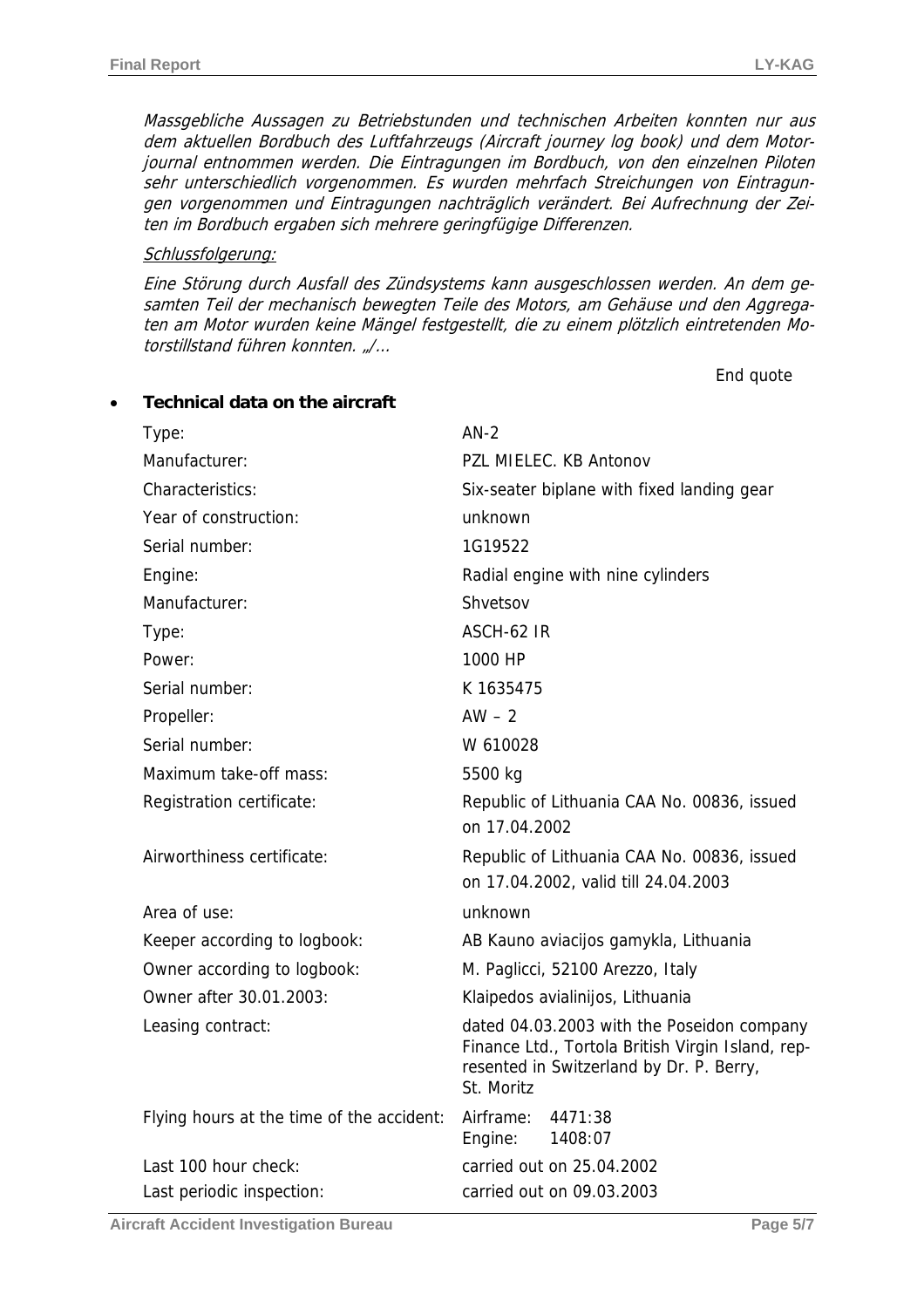*Massgebliche Aussagen zu Betriebstunden und technischen Arbeiten konnten nur aus dem aktuellen Bordbuch des Luftfahrzeugs (Aircraft journey log book) und dem Motorjournal entnommen werden. Die Eintragungen im Bordbuch, von den einzelnen Piloten sehr unterschiedlich vorgenommen. Es wurden mehrfach Streichungen von Eintragungen vorgenommen und Eintragungen nachträglich verändert. Bei Aufrechnung der Zeiten im Bordbuch ergaben sich mehrere geringfügige Differenzen.*

*Schlussfolgerung:*

*Eine Störung durch Ausfall des Zündsystems kann ausgeschlossen werden. An dem gesamten Teil der mechanisch bewegten Teile des Motors, am Gehäuse und den Aggregaten am Motor wurden keine Mängel festgestellt, die zu einem plötzlich eintretenden Motorstillstand führen konnten. „/...*

End quote

- **Technical data on the aircraft**

| | |
|---|---|
| Type: | AN-2 |
| Manufacturer: | PZL MIELEC. KB Antonov |
| Characteristics: | Six-seater biplane with fixed landing gear |
| Year of construction: | unknown |
| Serial number: | 1G19522 |
| Engine: | Radial engine with nine cylinders |
| Manufacturer: | Shvetsov |
| Type: | ASCH-62 IR |
| Power: | 1000 HP |
| Serial number: | K 1635475 |
| Propeller: | AW – 2 |
| Serial number: | W 610028 |
| Maximum take-off mass: | 5500 kg |
| Registration certificate: | Republic of Lithuania CAA No. 00836, issued on 17.04.2002 |
| Airworthiness certificate: | Republic of Lithuania CAA No. 00836, issued on 17.04.2002, valid till 24.04.2003 |
| Area of use: | unknown |
| Keeper according to logbook: | AB Kauno aviacijos gamykla, Lithuania |
| Owner according to logbook: | M. Paglicci, 52100 Arezzo, Italy |
| Owner after 30.01.2003: | Klaipedos avialinijos, Lithuania |
| Leasing contract: | dated 04.03.2003 with the Poseidon company Finance Ltd., Tortola British Virgin Island, represented in Switzerland by Dr. P. Berry, St. Moritz |
| Flying hours at the time of the accident: | Airframe: 4471:38<br>Engine: 1408:07 |
| Last 100 hour check: | carried out on 25.04.2002 |
| Last periodic inspection: | carried out on 09.03.2003 |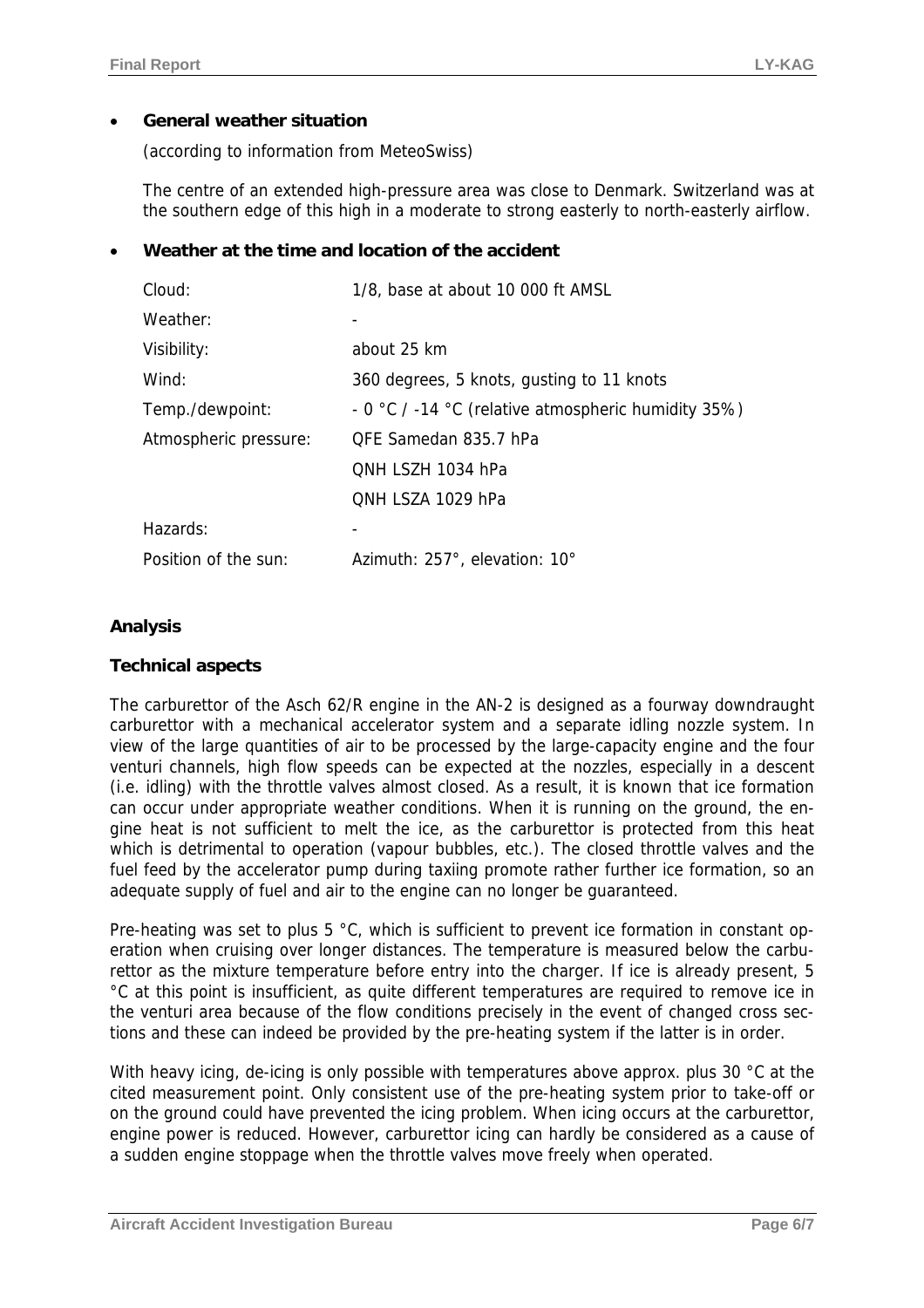- **General weather situation**

  (according to information from MeteoSwiss)

  The centre of an extended high-pressure area was close to Denmark. Switzerland was at the southern edge of this high in a moderate to strong easterly to north-easterly airflow.

- **Weather at the time and location of the accident**

| | |
|---|---|
| Cloud: | 1/8, base at about 10 000 ft AMSL |
| Weather: | - |
| Visibility: | about 25 km |
| Wind: | 360 degrees, 5 knots, gusting to 11 knots |
| Temp./dewpoint: | - 0 °C / -14 °C (relative atmospheric humidity 35%) |
| Atmospheric pressure: | QFE Samedan 835.7 hPa |
| | QNH LSZH 1034 hPa |
| | QNH LSZA 1029 hPa |
| Hazards: | - |
| Position of the sun: | Azimuth: 257°, elevation: 10° |

## Analysis

### Technical aspects

The carburettor of the Asch 62/R engine in the AN-2 is designed as a fourway downdraught carburettor with a mechanical accelerator system and a separate idling nozzle system. In view of the large quantities of air to be processed by the large-capacity engine and the four venturi channels, high flow speeds can be expected at the nozzles, especially in a descent (i.e. idling) with the throttle valves almost closed. As a result, it is known that ice formation can occur under appropriate weather conditions. When it is running on the ground, the engine heat is not sufficient to melt the ice, as the carburettor is protected from this heat which is detrimental to operation (vapour bubbles, etc.). The closed throttle valves and the fuel feed by the accelerator pump during taxiing promote rather further ice formation, so an adequate supply of fuel and air to the engine can no longer be guaranteed.

Pre-heating was set to plus 5 °C, which is sufficient to prevent ice formation in constant operation when cruising over longer distances. The temperature is measured below the carburettor as the mixture temperature before entry into the charger. If ice is already present, 5 °C at this point is insufficient, as quite different temperatures are required to remove ice in the venturi area because of the flow conditions precisely in the event of changed cross sections and these can indeed be provided by the pre-heating system if the latter is in order.

With heavy icing, de-icing is only possible with temperatures above approx. plus 30 °C at the cited measurement point. Only consistent use of the pre-heating system prior to take-off or on the ground could have prevented the icing problem. When icing occurs at the carburettor, engine power is reduced. However, carburettor icing can hardly be considered as a cause of a sudden engine stoppage when the throttle valves move freely when operated.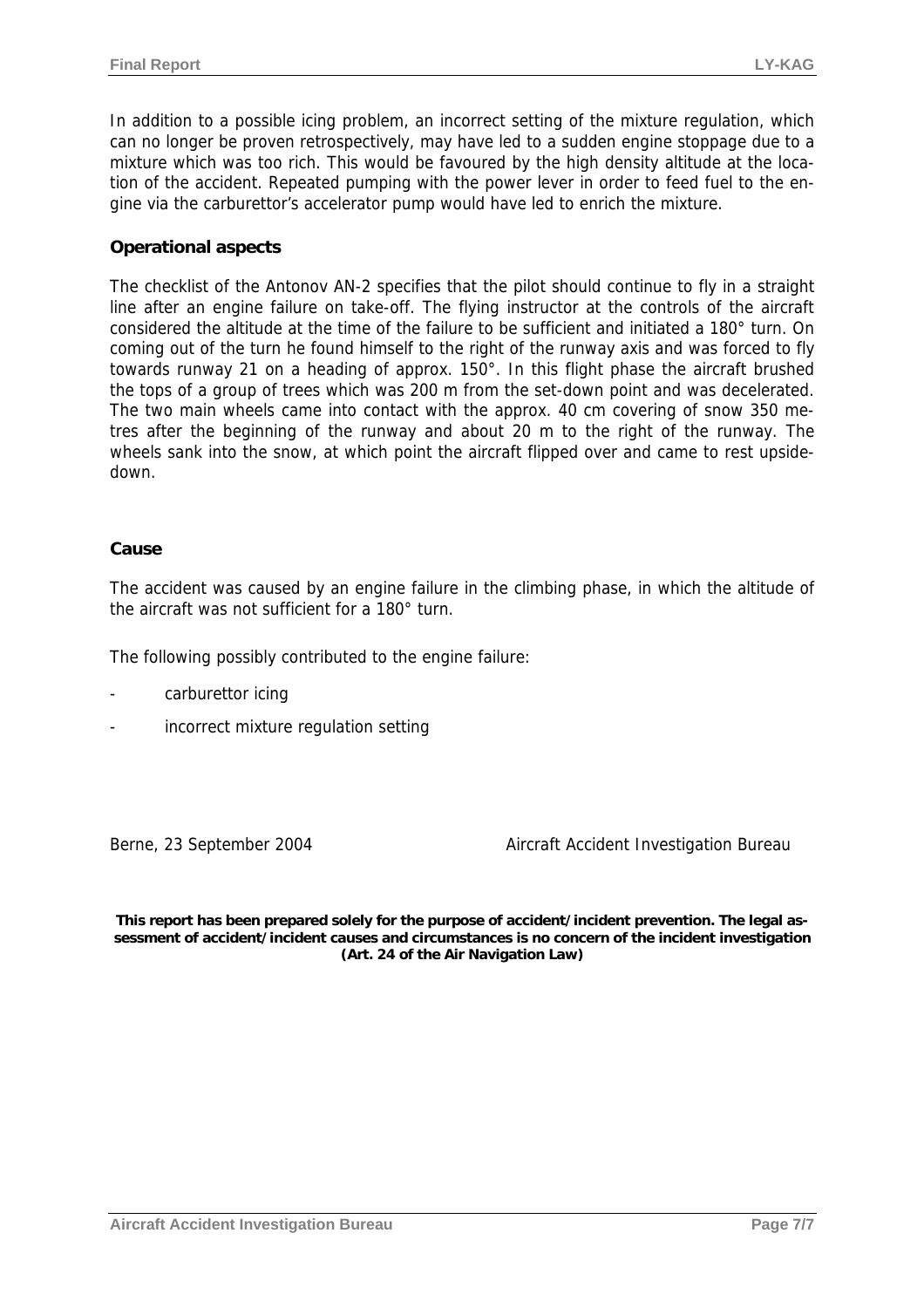In addition to a possible icing problem, an incorrect setting of the mixture regulation, which can no longer be proven retrospectively, may have led to a sudden engine stoppage due to a mixture which was too rich. This would be favoured by the high density altitude at the location of the accident. Repeated pumping with the power lever in order to feed fuel to the engine via the carburettor's accelerator pump would have led to enrich the mixture.

**Operational aspects**

The checklist of the Antonov AN-2 specifies that the pilot should continue to fly in a straight line after an engine failure on take-off. The flying instructor at the controls of the aircraft considered the altitude at the time of the failure to be sufficient and initiated a 180° turn. On coming out of the turn he found himself to the right of the runway axis and was forced to fly towards runway 21 on a heading of approx. 150°. In this flight phase the aircraft brushed the tops of a group of trees which was 200 m from the set-down point and was decelerated. The two main wheels came into contact with the approx. 40 cm covering of snow 350 metres after the beginning of the runway and about 20 m to the right of the runway. The wheels sank into the snow, at which point the aircraft flipped over and came to rest upside-down.

**Cause**

The accident was caused by an engine failure in the climbing phase, in which the altitude of the aircraft was not sufficient for a 180° turn.

The following possibly contributed to the engine failure:

- carburettor icing
- incorrect mixture regulation setting

Berne, 23 September 2004 Aircraft Accident Investigation Bureau

**This report has been prepared solely for the purpose of accident/incident prevention. The legal assessment of accident/incident causes and circumstances is no concern of the incident investigation (Art. 24 of the Air Navigation Law)**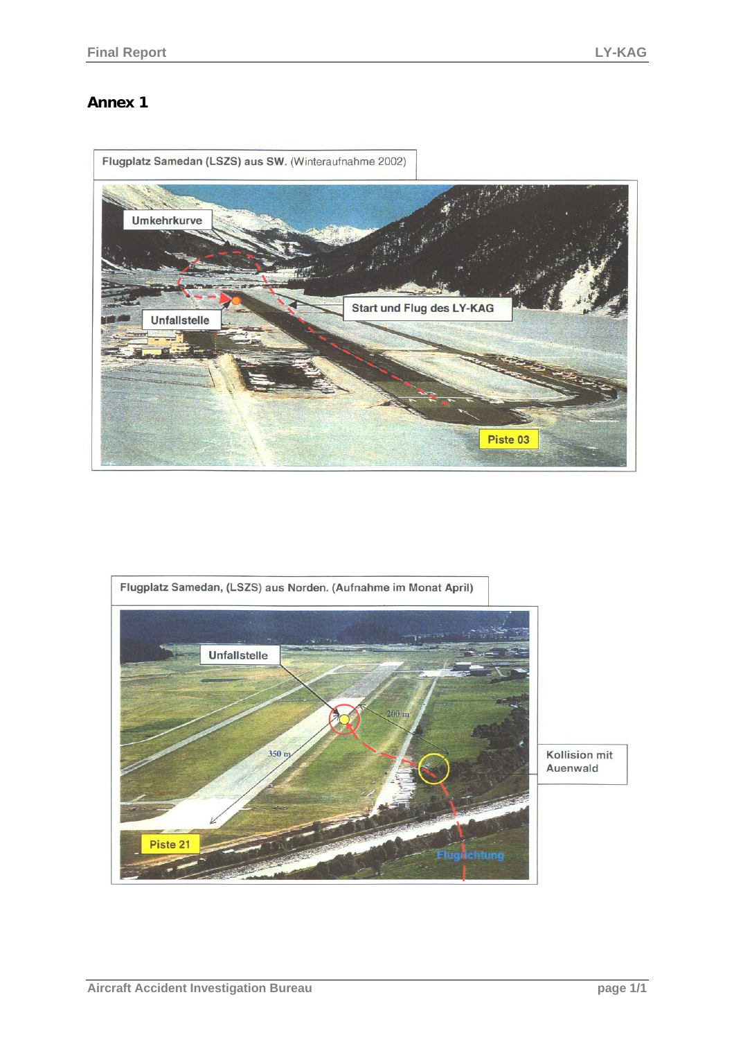## Annex 1

Flugplatz Samedan (LSZS) aus SW. (Winteraufnahme 2002)

Umkehrkurve

Unfallstelle

Start und Flug des LY-KAG

Piste 03

Flugplatz Samedan, (LSZS) aus Norden. (Aufnahme im Monat April)

Unfallstelle

200 m

350 m

Kollision mit Auenwald

Piste 21

Flugrichtung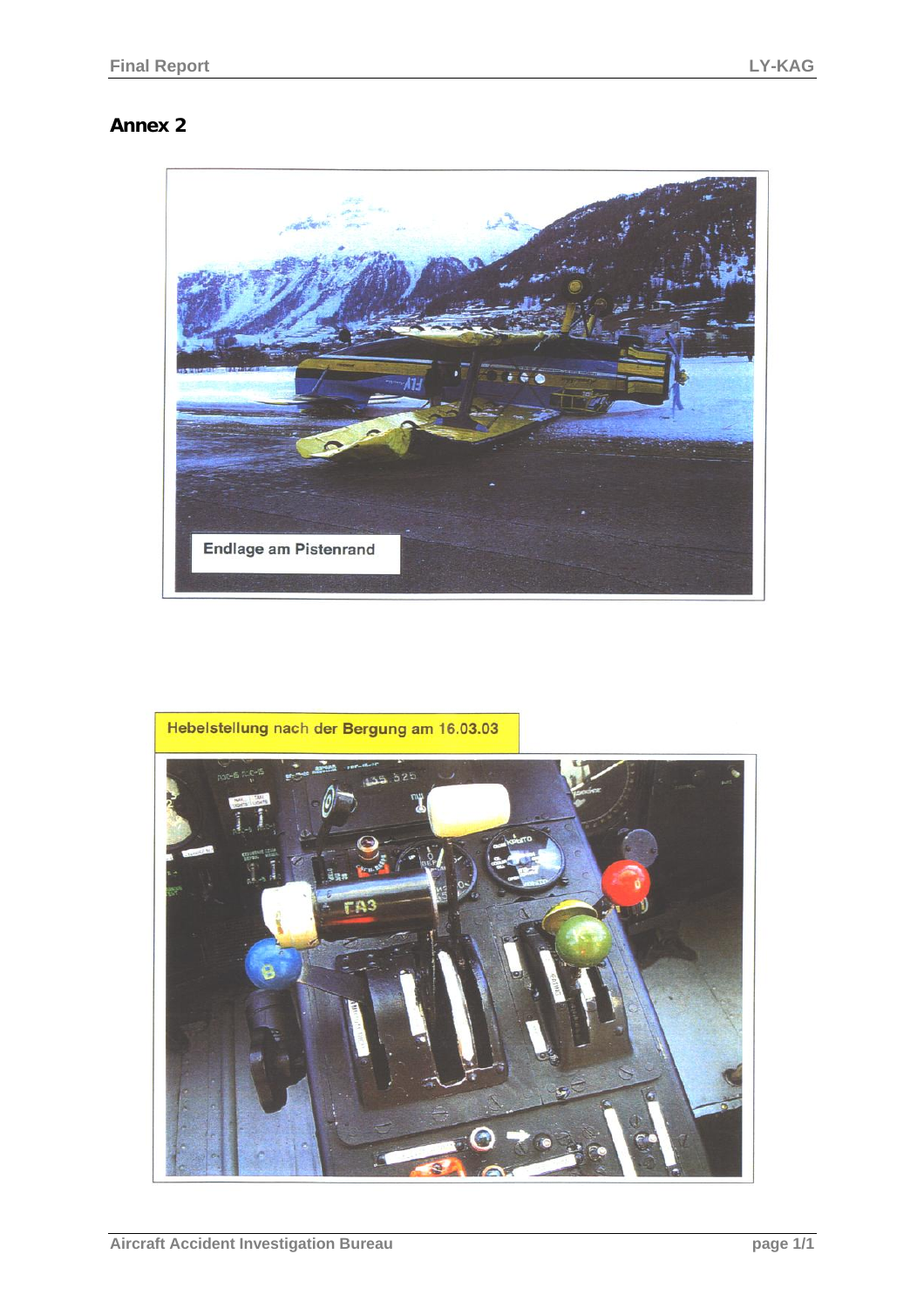## Annex 2

Endlage am Pistenrand

Hebelstellung nach der Bergung am 16.03.03